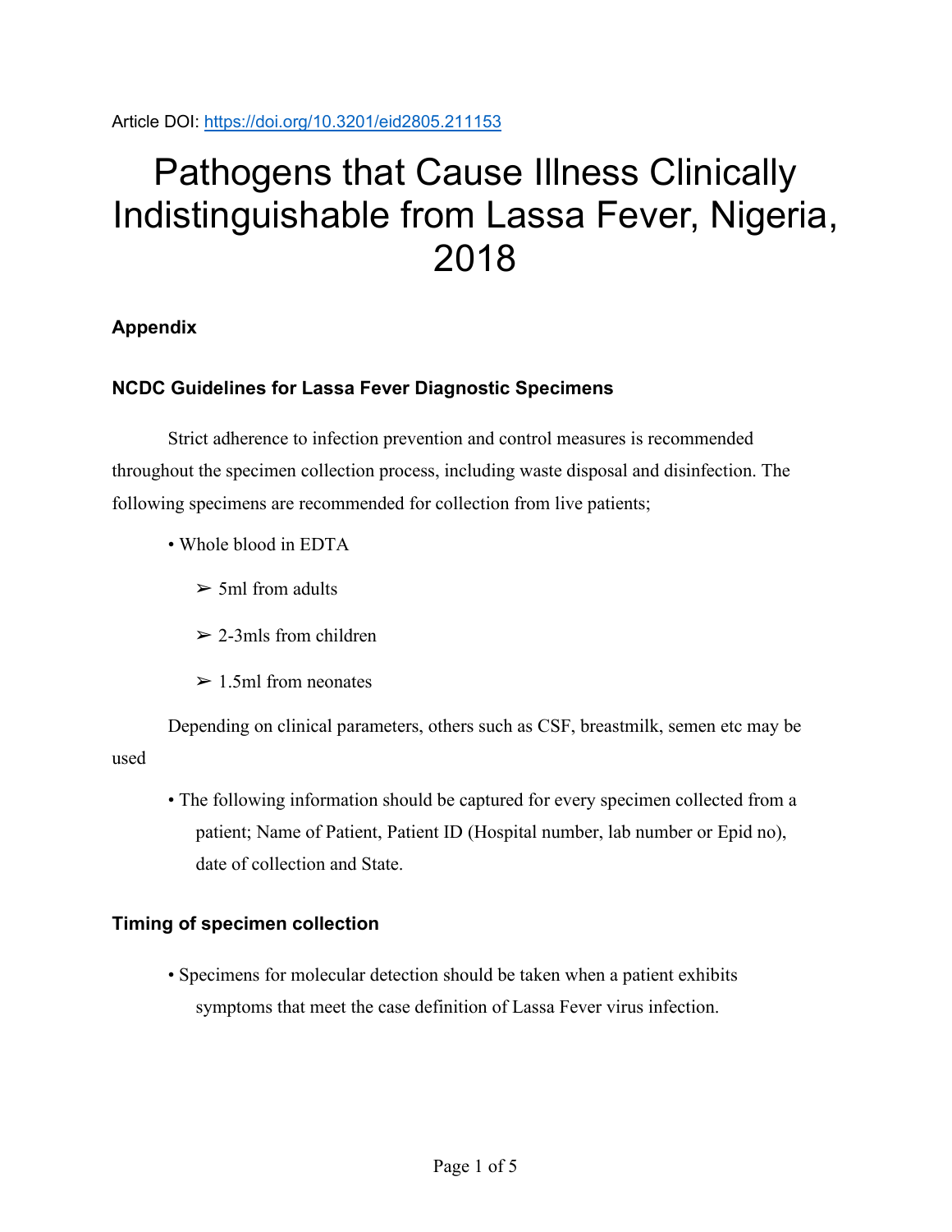Article DOI: https://doi.org/10.3201/eid2805.211153

# Pathogens that Cause Illness Clinically Indistinguishable from Lassa Fever, Nigeria, 2018

## Appendix

### NCDC Guidelines for Lassa Fever Diagnostic Specimens

Strict adherence to infection prevention and control measures is recommended throughout the specimen collection process, including waste disposal and disinfection. The following specimens are recommended for collection from live patients;

- Whole blood in EDTA
  - 5ml from adults
  - 2-3mls from children
  - 1.5ml from neonates

Depending on clinical parameters, others such as CSF, breastmilk, semen etc may be used

- The following information should be captured for every specimen collected from a patient; Name of Patient, Patient ID (Hospital number, lab number or Epid no), date of collection and State.

### Timing of specimen collection

- Specimens for molecular detection should be taken when a patient exhibits symptoms that meet the case definition of Lassa Fever virus infection.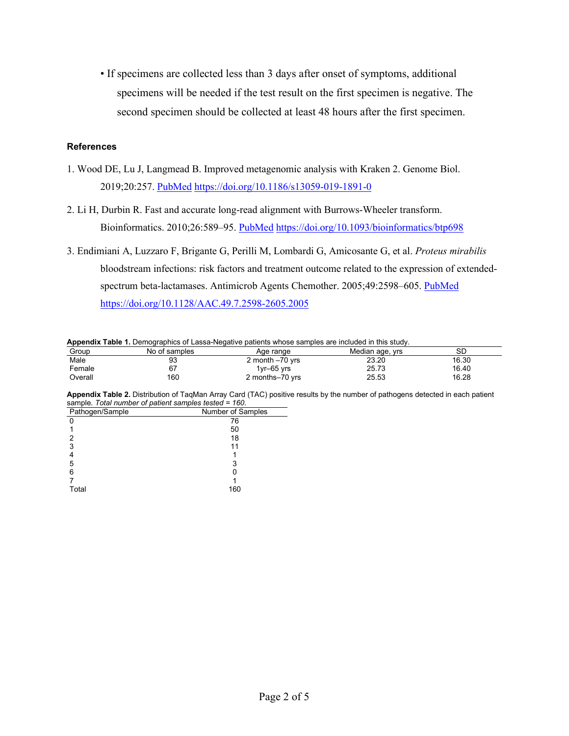- If specimens are collected less than 3 days after onset of symptoms, additional specimens will be needed if the test result on the first specimen is negative. The second specimen should be collected at least 48 hours after the first specimen.

## References

1. Wood DE, Lu J, Langmead B. Improved metagenomic analysis with Kraken 2. Genome Biol. 2019;20:257. PubMed https://doi.org/10.1186/s13059-019-1891-0
2. Li H, Durbin R. Fast and accurate long-read alignment with Burrows-Wheeler transform. Bioinformatics. 2010;26:589–95. PubMed https://doi.org/10.1093/bioinformatics/btp698
3. Endimiani A, Luzzaro F, Brigante G, Perilli M, Lombardi G, Amicosante G, et al. *Proteus mirabilis* bloodstream infections: risk factors and treatment outcome related to the expression of extended-spectrum beta-lactamases. Antimicrob Agents Chemother. 2005;49:2598–605. PubMed https://doi.org/10.1128/AAC.49.7.2598-2605.2005

**Appendix Table 1.** Demographics of Lassa-Negative patients whose samples are included in this study.

| Group | No of samples | Age range | Median age, yrs | SD |
|---|---|---|---|---|
| Male | 93 | 2 month –70 yrs | 23.20 | 16.30 |
| Female | 67 | 1yr–65 yrs | 25.73 | 16.40 |
| Overall | 160 | 2 months–70 yrs | 25.53 | 16.28 |

**Appendix Table 2.** Distribution of TaqMan Array Card (TAC) positive results by the number of pathogens detected in each patient sample. *Total number of patient samples tested = 160.*

| Pathogen/Sample | Number of Samples |
|---|---|
| 0 | 76 |
| 1 | 50 |
| 2 | 18 |
| 3 | 11 |
| 4 | 1 |
| 5 | 3 |
| 6 | 0 |
| 7 | 1 |
| Total | 160 |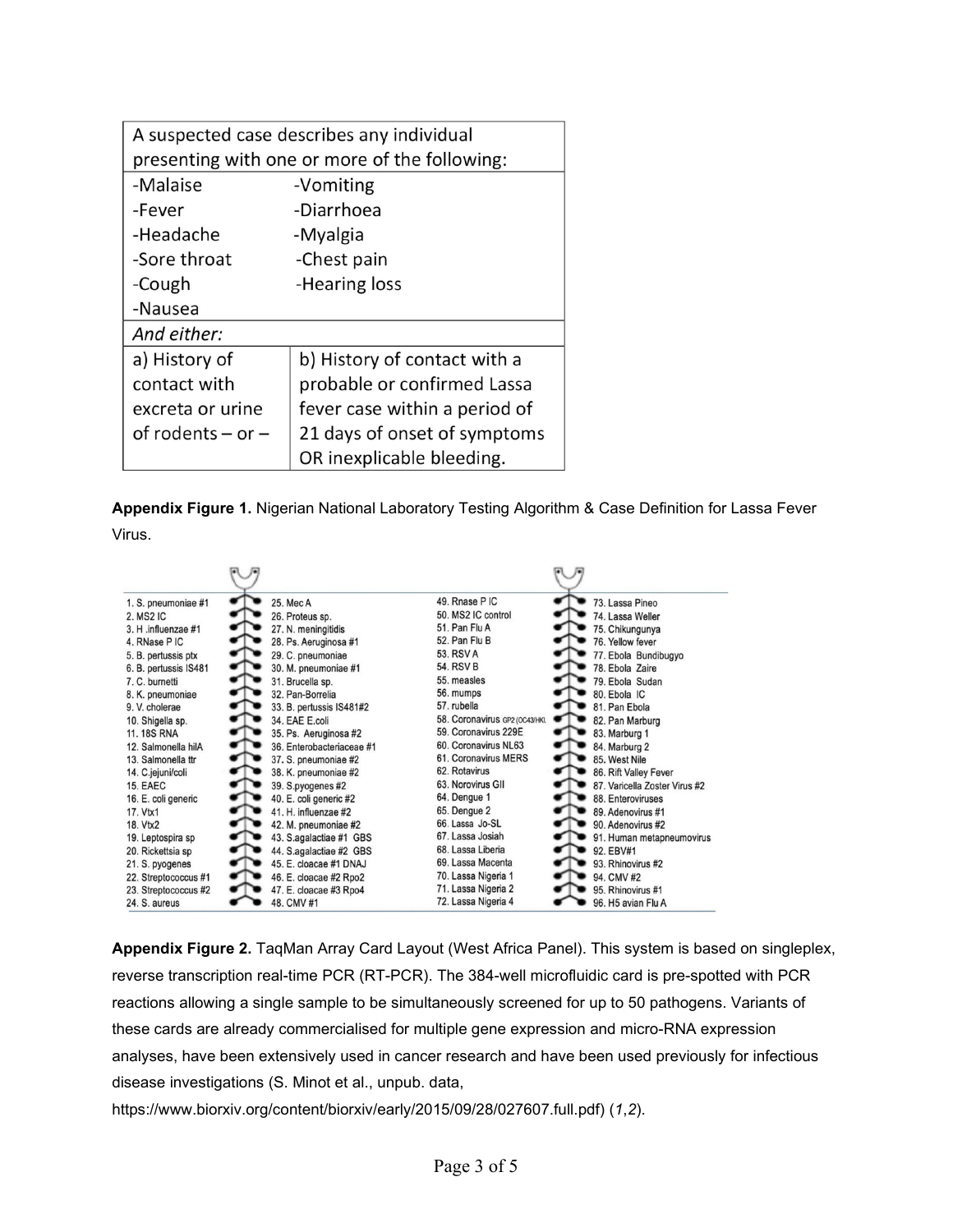| A suspected case describes any individual presenting with one or more of the following: | |
|---|---|
| -Malaise<br>-Fever<br>-Headache<br>-Sore throat<br>-Cough<br>-Nausea | -Vomiting<br>-Diarrhoea<br>-Myalgia<br>-Chest pain<br>-Hearing loss |
| *And either:* | |
| a) History of contact with excreta or urine of rodents – or – | b) History of contact with a probable or confirmed Lassa fever case within a period of 21 days of onset of symptoms OR inexplicable bleeding. |

**Appendix Figure 1.** Nigerian National Laboratory Testing Algorithm & Case Definition for Lassa Fever Virus.

| | | | |
|---|---|---|---|
| 1. S. pneumoniae #1 | 25. Mec A | 49. Rnase P IC | 73. Lassa Pineo |
| 2. MS2 IC | 26. Proteus sp. | 50. MS2 IC control | 74. Lassa Weller |
| 3. H .influenzae #1 | 27. N. meningitidis | 51. Pan Flu A | 75. Chikungunya |
| 4. RNase P IC | 28. Ps. Aeruginosa #1 | 52. Pan Flu B | 76. Yellow fever |
| 5. B. pertussis ptx | 29. C. pneumoniae | 53. RSV A | 77. Ebola Bundibugyo |
| 6. B. pertussis IS481 | 30. M. pneumoniae #1 | 54. RSV B | 78. Ebola Zaire |
| 7. C. burnetti | 31. Brucella sp. | 55. measles | 79. Ebola Sudan |
| 8. K. pneumoniae | 32. Pan-Borrelia | 56. mumps | 80. Ebola IC |
| 9. V. cholerae | 33. B. pertussis IS481#2 | 57. rubella | 81. Pan Ebola |
| 10. Shigella sp. | 34. EAE E.coli | 58. Coronavirus GP2 (OC43/HKU | 82. Pan Marburg |
| 11. 18S RNA | 35. Ps. Aeruginosa #2 | 59. Coronavirus 229E | 83. Marburg 1 |
| 12. Salmonella hilA | 36. Enterobacteriaceae #1 | 60. Coronavirus NL63 | 84. Marburg 2 |
| 13. Salmonella ttr | 37. S. pneumoniae #2 | 61. Coronavirus MERS | 85. West Nile |
| 14. C.jejuni/coli | 38. K. pneumoniae #2 | 62. Rotavirus | 86. Rift Valley Fever |
| 15. EAEC | 39. S.pyogenes #2 | 63. Norovirus GII | 87. Varicella Zoster Virus #2 |
| 16. E. coli generic | 40. E. coli generic #2 | 64. Dengue 1 | 88. Enteroviruses |
| 17. Vtx1 | 41. H. influenzae #2 | 65. Dengue 2 | 89. Adenovirus #1 |
| 18. Vtx2 | 42. M. pneumoniae #2 | 66. Lassa Jo-SL | 90. Adenovirus #2 |
| 19. Leptospira sp | 43. S.agalactiae #1 GBS | 67. Lassa Josiah | 91. Human metapneumovirus |
| 20. Rickettsia sp | 44. S.agalactiae #2 GBS | 68. Lassa Liberia | 92. EBV#1 |
| 21. S. pyogenes | 45. E. cloacae #1 DNAJ | 69. Lassa Macenta | 93. Rhinovirus #2 |
| 22. Streptococcus #1 | 46. E. cloacae #2 Rpo2 | 70. Lassa Nigeria 1 | 94. CMV #2 |
| 23. Streptococcus #2 | 47. E. cloacae #3 Rpo4 | 71. Lassa Nigeria 2 | 95. Rhinovirus #1 |
| 24. S. aureus | 48. CMV #1 | 72. Lassa Nigeria 4 | 96. H5 avian Flu A |

**Appendix Figure 2.** TaqMan Array Card Layout (West Africa Panel). This system is based on singleplex, reverse transcription real-time PCR (RT-PCR). The 384-well microfluidic card is pre-spotted with PCR reactions allowing a single sample to be simultaneously screened for up to 50 pathogens. Variants of these cards are already commercialised for multiple gene expression and micro-RNA expression analyses, have been extensively used in cancer research and have been used previously for infectious disease investigations (S. Minot et al., unpub. data, https://www.biorxiv.org/content/biorxiv/early/2015/09/28/027607.full.pdf) (*1*,*2*).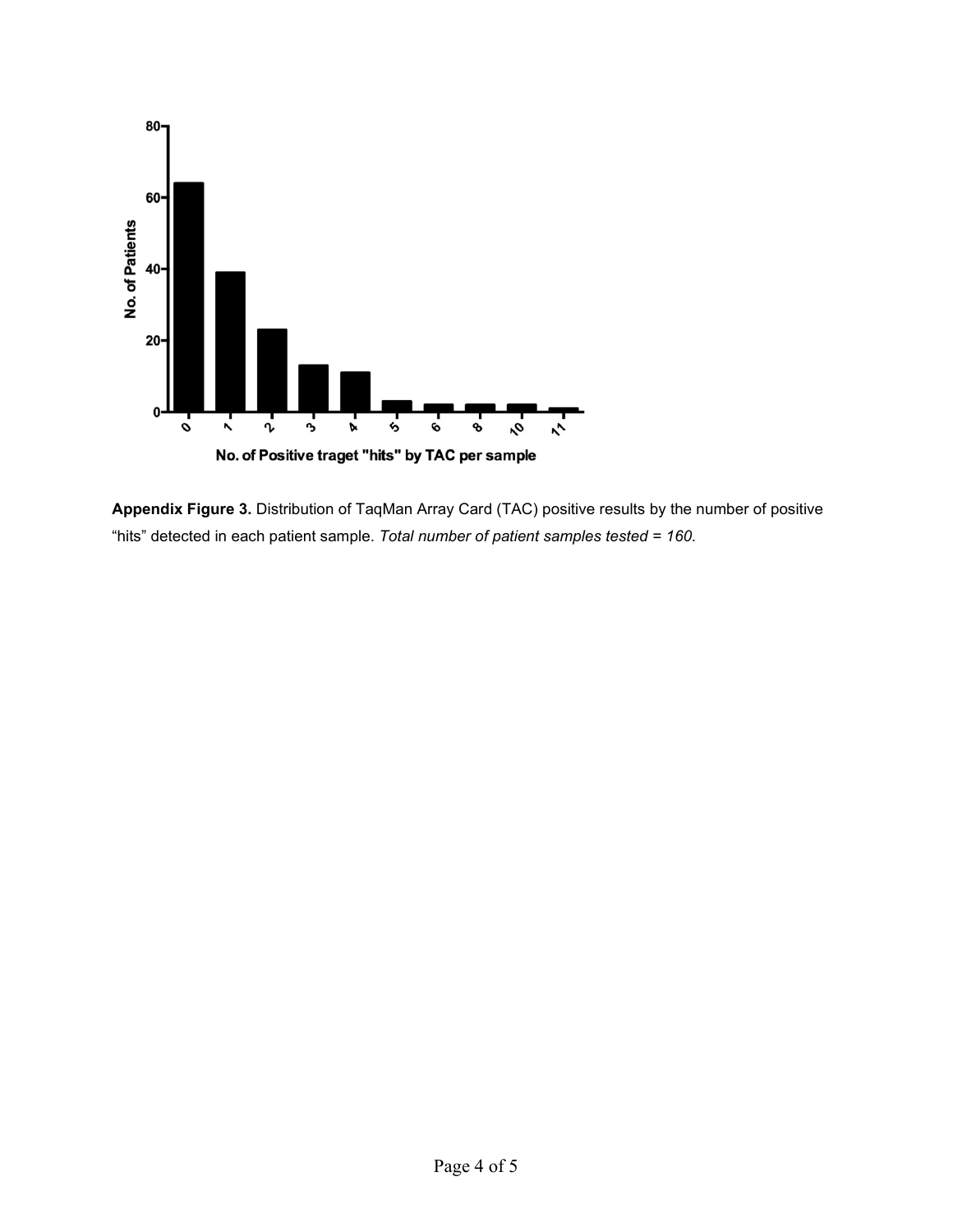**Appendix Figure 3.** Distribution of TaqMan Array Card (TAC) positive results by the number of positive "hits" detected in each patient sample. *Total number of patient samples tested = 160.*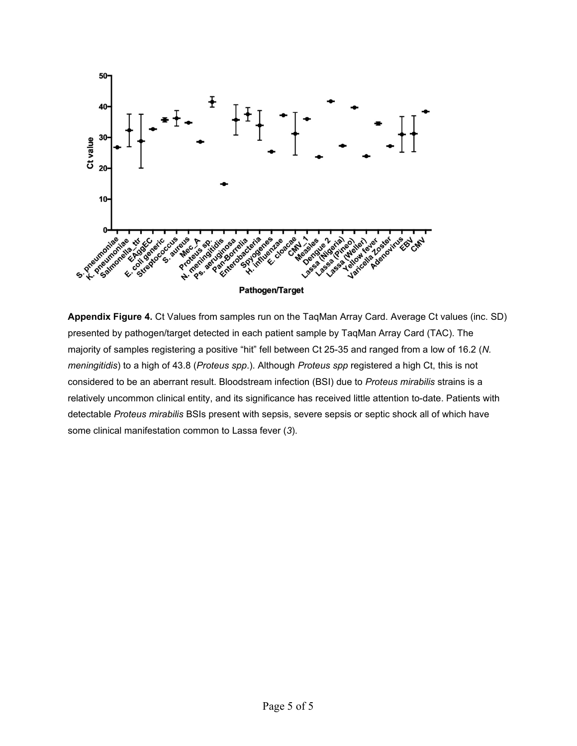Ct value

50
40
30
20
10
0

S. pneumoniae
K. pneumoniae
Salmonella_ttr
EAggEC
E. coli generic
Streptococcus
S. aureus
Mec_A
Proteus sp.
N. meningitidis
Ps. aeruginosa
Pan-Borrelia
Enterobacteria
Spyogenes
H. influenzae
E. cloacae
CMV_1
Measles
Dengue 2
Lassa (Nigeria)
Lassa (Pineo)
Lassa (Weller)
Yellow fever
Varicella Zoster
Adenovirus
EBV
CMV

Pathogen/Target

**Appendix Figure 4.** Ct Values from samples run on the TaqMan Array Card. Average Ct values (inc. SD) presented by pathogen/target detected in each patient sample by TaqMan Array Card (TAC). The majority of samples registering a positive "hit" fell between Ct 25-35 and ranged from a low of 16.2 (*N. meningitidis*) to a high of 43.8 (*Proteus spp*.). Although *Proteus spp* registered a high Ct, this is not considered to be an aberrant result. Bloodstream infection (BSI) due to *Proteus mirabilis* strains is a relatively uncommon clinical entity, and its significance has received little attention to-date. Patients with detectable *Proteus mirabilis* BSIs present with sepsis, severe sepsis or septic shock all of which have some clinical manifestation common to Lassa fever (*3*).